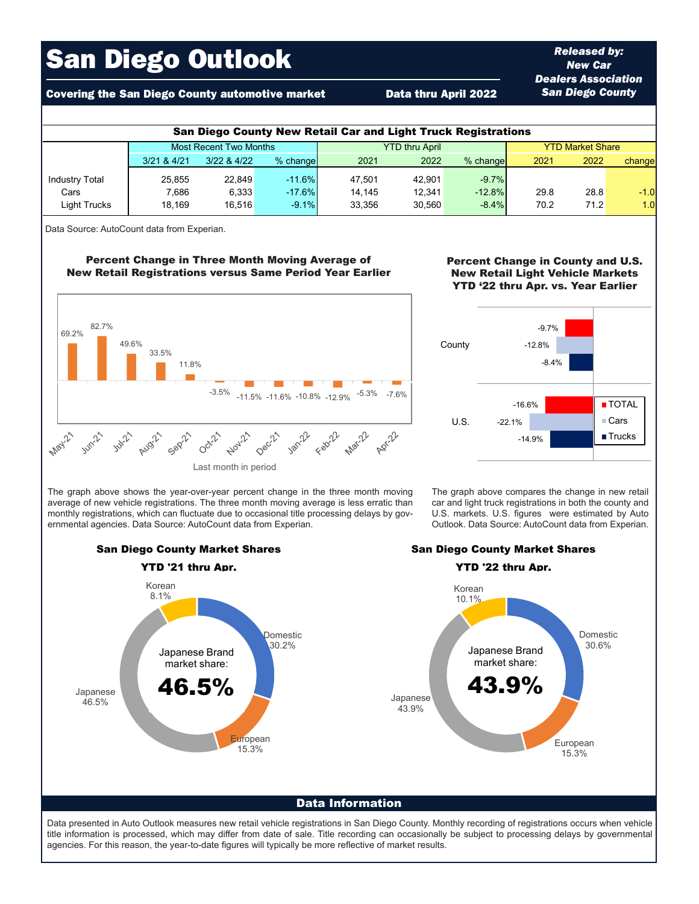# San Diego Outlook

**Covering the San Diego County automotive market** | **Data thru April 2022**

***Released by: New Car Dealers Association San Diego County***

## San Diego County New Retail Car and Light Truck Registrations

| | Most Recent Two Months | | | YTD thru April | | | YTD Market Share | | |
|---|---|---|---|---|---|---|---|---|---|
| | 3/21 & 4/21 | 3/22 & 4/22 | % change | 2021 | 2022 | % change | 2021 | 2022 | change |
| Industry Total | 25,855 | 22,849 | -11.6% | 47,501 | 42,901 | -9.7% | | | |
| Cars | 7,686 | 6,333 | -17.6% | 14,145 | 12,341 | -12.8% | 29.8 | 28.8 | -1.0 |
| Light Trucks | 18,169 | 16,516 | -9.1% | 33,356 | 30,560 | -8.4% | 70.2 | 71.2 | 1.0 |

Data Source: AutoCount data from Experian.

### Percent Change in Three Month Moving Average of New Retail Registrations versus Same Period Year Earlier

| Last month in period | % change |
|---|---|
| May-21 | 69.2% |
| Jun-21 | 82.7% |
| Jul-21 | 49.6% |
| Aug-21 | 33.5% |
| Sep-21 | 11.8% |
| Oct-21 | -3.5% |
| Nov-21 | -11.5% |
| Dec-21 | -11.6% |
| Jan-22 | -10.8% |
| Feb-22 | -12.9% |
| Mar-22 | -5.3% |
| Apr-22 | -7.6% |

The graph above shows the year-over-year percent change in the three month moving average of new vehicle registrations. The three month moving average is less erratic than monthly registrations, which can fluctuate due to occasional title processing delays by governmental agencies. Data Source: AutoCount data from Experian.

### Percent Change in County and U.S. New Retail Light Vehicle Markets YTD '22 thru Apr. vs. Year Earlier

| | TOTAL | Cars | Trucks |
|---|---|---|---|
| County | -9.7% | -12.8% | -8.4% |
| U.S. | -16.6% | -22.1% | -14.9% |

The graph above compares the change in new retail car and light truck registrations in both the county and U.S. markets. U.S. figures were estimated by Auto Outlook. Data Source: AutoCount data from Experian.

### San Diego County Market Shares YTD '21 thru Apr.

Japanese Brand market share: **46.5%**

| Segment | Share |
|---|---|
| Domestic | 30.2% |
| European | 15.3% |
| Japanese | 46.5% |
| Korean | 8.1% |

### San Diego County Market Shares YTD '22 thru Apr.

Japanese Brand market share: **43.9%**

| Segment | Share |
|---|---|
| Domestic | 30.6% |
| European | 15.3% |
| Japanese | 43.9% |
| Korean | 10.1% |

## Data Information

Data presented in Auto Outlook measures new retail vehicle registrations in San Diego County. Monthly recording of registrations occurs when vehicle title information is processed, which may differ from date of sale. Title recording can occasionally be subject to processing delays by governmental agencies. For this reason, the year-to-date figures will typically be more reflective of market results.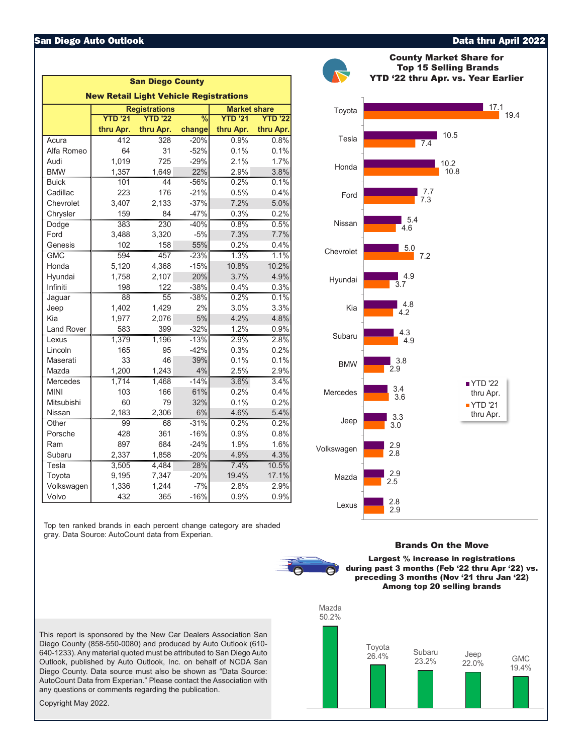## San Diego Auto Outlook

**Data thru April 2022**

### San Diego County

### New Retail Light Vehicle Registrations

| | Registrations | | | Market share | |
|---|---|---|---|---|---|
| | YTD '21 thru Apr. | YTD '22 thru Apr. | % change | YTD '21 thru Apr. | YTD '22 thru Apr. |
| Acura | 412 | 328 | -20% | 0.9% | 0.8% |
| Alfa Romeo | 64 | 31 | -52% | 0.1% | 0.1% |
| Audi | 1,019 | 725 | -29% | 2.1% | 1.7% |
| BMW | 1,357 | 1,649 | 22% | 2.9% | 3.8% |
| Buick | 101 | 44 | -56% | 0.2% | 0.1% |
| Cadillac | 223 | 176 | -21% | 0.5% | 0.4% |
| Chevrolet | 3,407 | 2,133 | -37% | 7.2% | 5.0% |
| Chrysler | 159 | 84 | -47% | 0.3% | 0.2% |
| Dodge | 383 | 230 | -40% | 0.8% | 0.5% |
| Ford | 3,488 | 3,320 | -5% | 7.3% | 7.7% |
| Genesis | 102 | 158 | 55% | 0.2% | 0.4% |
| GMC | 594 | 457 | -23% | 1.3% | 1.1% |
| Honda | 5,120 | 4,368 | -15% | 10.8% | 10.2% |
| Hyundai | 1,758 | 2,107 | 20% | 3.7% | 4.9% |
| Infiniti | 198 | 122 | -38% | 0.4% | 0.3% |
| Jaguar | 88 | 55 | -38% | 0.2% | 0.1% |
| Jeep | 1,402 | 1,429 | 2% | 3.0% | 3.3% |
| Kia | 1,977 | 2,076 | 5% | 4.2% | 4.8% |
| Land Rover | 583 | 399 | -32% | 1.2% | 0.9% |
| Lexus | 1,379 | 1,196 | -13% | 2.9% | 2.8% |
| Lincoln | 165 | 95 | -42% | 0.3% | 0.2% |
| Maserati | 33 | 46 | 39% | 0.1% | 0.1% |
| Mazda | 1,200 | 1,243 | 4% | 2.5% | 2.9% |
| Mercedes | 1,714 | 1,468 | -14% | 3.6% | 3.4% |
| MINI | 103 | 166 | 61% | 0.2% | 0.4% |
| Mitsubishi | 60 | 79 | 32% | 0.1% | 0.2% |
| Nissan | 2,183 | 2,306 | 6% | 4.6% | 5.4% |
| Other | 99 | 68 | -31% | 0.2% | 0.2% |
| Porsche | 428 | 361 | -16% | 0.9% | 0.8% |
| Ram | 897 | 684 | -24% | 1.9% | 1.6% |
| Subaru | 2,337 | 1,858 | -20% | 4.9% | 4.3% |
| Tesla | 3,505 | 4,484 | 28% | 7.4% | 10.5% |
| Toyota | 9,195 | 7,347 | -20% | 19.4% | 17.1% |
| Volkswagen | 1,336 | 1,244 | -7% | 2.8% | 2.9% |
| Volvo | 432 | 365 | -16% | 0.9% | 0.9% |

Top ten ranked brands in each percent change category are shaded gray. Data Source: AutoCount data from Experian.

### County Market Share for Top 15 Selling Brands YTD '22 thru Apr. vs. Year Earlier

Toyota 17.1 19.4
Tesla 10.5 7.4
Honda 10.2 10.8
Ford 7.7 7.3
Nissan 5.4 4.6
Chevrolet 5.0 7.2
Hyundai 4.9 3.7
Kia 4.8 4.2
Subaru 4.3 4.9
BMW 3.8 2.9
Mercedes 3.4 3.6
Jeep 3.3 3.0
Volkswagen 2.9 2.8
Mazda 2.9 2.5
Lexus 2.8 2.9

YTD '22 thru Apr.
YTD '21 thru Apr.

### Brands On the Move

**Largest % increase in registrations during past 3 months (Feb '22 thru Apr '22) vs. preceding 3 months (Nov '21 thru Jan '22) Among top 20 selling brands**

Mazda 50.2%
Toyota 26.4%
Subaru 23.2%
Jeep 22.0%
GMC 19.4%

This report is sponsored by the New Car Dealers Association San Diego County (858-550-0080) and produced by Auto Outlook (610-640-1233). Any material quoted must be attributed to San Diego Auto Outlook, published by Auto Outlook, Inc. on behalf of NCDA San Diego County. Data source must also be shown as "Data Source: AutoCount Data from Experian." Please contact the Association with any questions or comments regarding the publication.

Copyright May 2022.